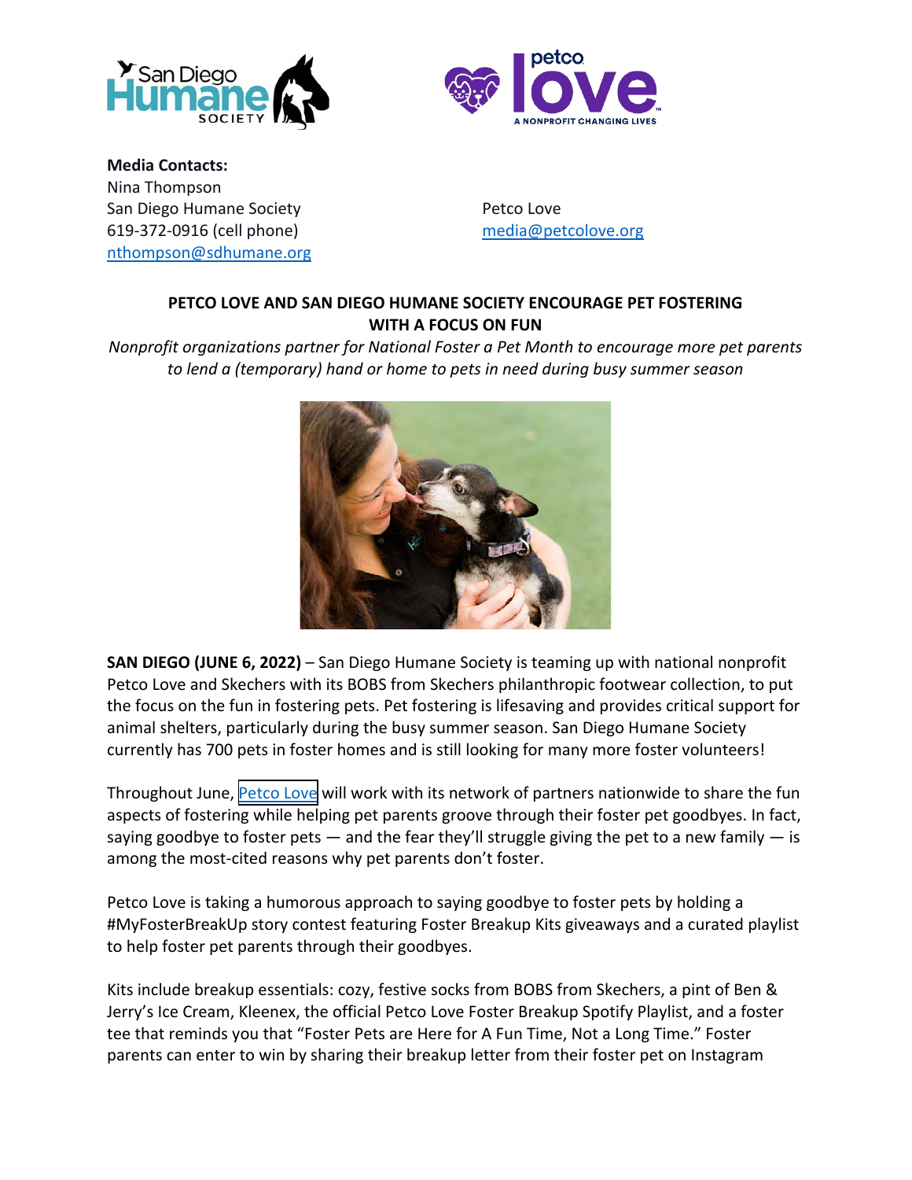**Media Contacts:**

Nina Thompson
San Diego Humane Society
619-372-0916 (cell phone)
nthompson@sdhumane.org

Petco Love
media@petcolove.org

**PETCO LOVE AND SAN DIEGO HUMANE SOCIETY ENCOURAGE PET FOSTERING WITH A FOCUS ON FUN**

*Nonprofit organizations partner for National Foster a Pet Month to encourage more pet parents to lend a (temporary) hand or home to pets in need during busy summer season*

**SAN DIEGO (JUNE 6, 2022)** – San Diego Humane Society is teaming up with national nonprofit Petco Love and Skechers with its BOBS from Skechers philanthropic footwear collection, to put the focus on the fun in fostering pets. Pet fostering is lifesaving and provides critical support for animal shelters, particularly during the busy summer season. San Diego Humane Society currently has 700 pets in foster homes and is still looking for many more foster volunteers!

Throughout June, Petco Love will work with its network of partners nationwide to share the fun aspects of fostering while helping pet parents groove through their foster pet goodbyes. In fact, saying goodbye to foster pets — and the fear they'll struggle giving the pet to a new family — is among the most-cited reasons why pet parents don't foster.

Petco Love is taking a humorous approach to saying goodbye to foster pets by holding a #MyFosterBreakUp story contest featuring Foster Breakup Kits giveaways and a curated playlist to help foster pet parents through their goodbyes.

Kits include breakup essentials: cozy, festive socks from BOBS from Skechers, a pint of Ben & Jerry's Ice Cream, Kleenex, the official Petco Love Foster Breakup Spotify Playlist, and a foster tee that reminds you that "Foster Pets are Here for A Fun Time, Not a Long Time." Foster parents can enter to win by sharing their breakup letter from their foster pet on Instagram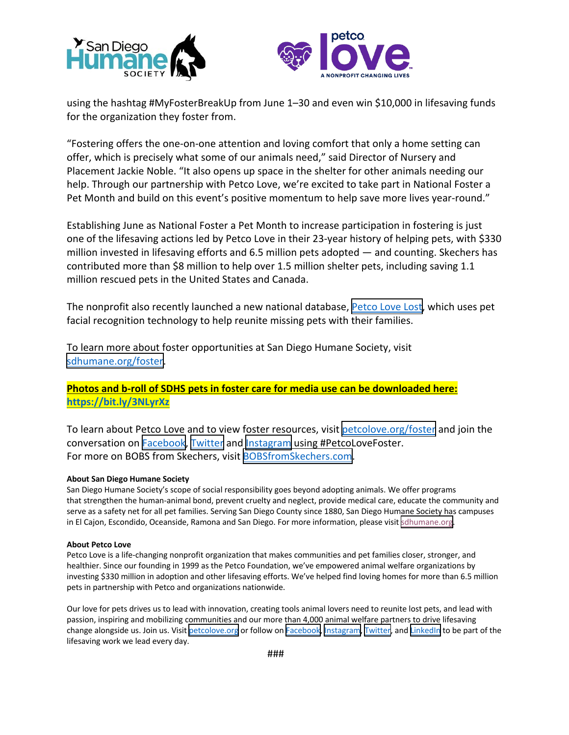using the hashtag #MyFosterBreakUp from June 1–30 and even win $10,000 in lifesaving funds for the organization they foster from.

"Fostering offers the one-on-one attention and loving comfort that only a home setting can offer, which is precisely what some of our animals need," said Director of Nursery and Placement Jackie Noble. "It also opens up space in the shelter for other animals needing our help. Through our partnership with Petco Love, we're excited to take part in National Foster a Pet Month and build on this event's positive momentum to help save more lives year-round."

Establishing June as National Foster a Pet Month to increase participation in fostering is just one of the lifesaving actions led by Petco Love in their 23-year history of helping pets, with $330 million invested in lifesaving efforts and 6.5 million pets adopted — and counting. Skechers has contributed more than $8 million to help over 1.5 million shelter pets, including saving 1.1 million rescued pets in the United States and Canada.

The nonprofit also recently launched a new national database, Petco Love Lost, which uses pet facial recognition technology to help reunite missing pets with their families.

To learn more about foster opportunities at San Diego Humane Society, visit sdhumane.org/foster.

**Photos and b-roll of SDHS pets in foster care for media use can be downloaded here: https://bit.ly/3NLyrXz**

To learn about Petco Love and to view foster resources, visit petcolove.org/foster and join the conversation on Facebook, Twitter and Instagram using #PetcoLoveFoster.
For more on BOBS from Skechers, visit BOBSfromSkechers.com.

**About San Diego Humane Society**
San Diego Humane Society's scope of social responsibility goes beyond adopting animals. We offer programs that strengthen the human-animal bond, prevent cruelty and neglect, provide medical care, educate the community and serve as a safety net for all pet families. Serving San Diego County since 1880, San Diego Humane Society has campuses in El Cajon, Escondido, Oceanside, Ramona and San Diego. For more information, please visit sdhumane.org.

**About Petco Love**
Petco Love is a life-changing nonprofit organization that makes communities and pet families closer, stronger, and healthier. Since our founding in 1999 as the Petco Foundation, we've empowered animal welfare organizations by investing $330 million in adoption and other lifesaving efforts. We've helped find loving homes for more than 6.5 million pets in partnership with Petco and organizations nationwide.

Our love for pets drives us to lead with innovation, creating tools animal lovers need to reunite lost pets, and lead with passion, inspiring and mobilizing communities and our more than 4,000 animal welfare partners to drive lifesaving change alongside us. Join us. Visit petcolove.org or follow on Facebook, Instagram, Twitter, and LinkedIn to be part of the lifesaving work we lead every day.

###